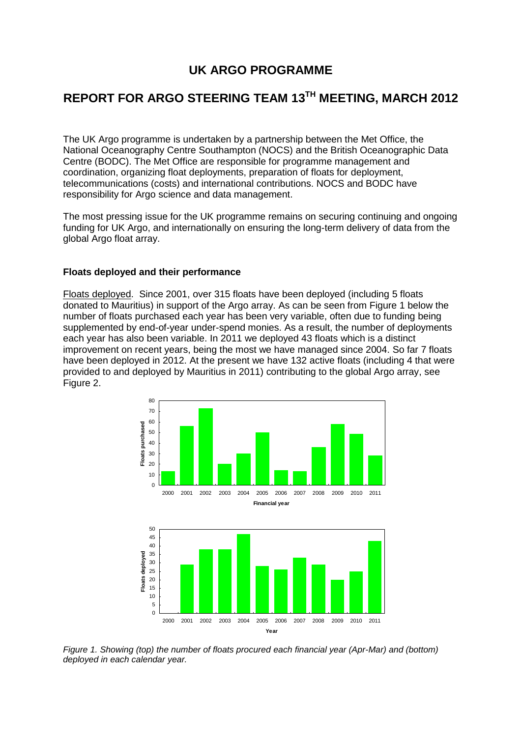# UK ARGO PROGRAMME

# REPORT FOR ARGO STEERING TEAM 13TH MEETING, MARCH 2012

The UK Argo programme is undertaken by a partnership between the Met Office, the National Oceanography Centre Southampton (NOCS) and the British Oceanographic Data Centre (BODC). The Met Office are responsible for programme management and coordination, organizing float deployments, preparation of floats for deployment, telecommunications (costs) and international contributions. NOCS and BODC have responsibility for Argo science and data management.

The most pressing issue for the UK programme remains on securing continuing and ongoing funding for UK Argo, and internationally on ensuring the long-term delivery of data from the global Argo float array.

### Floats deployed and their performance

Floats deployed. Since 2001, over 315 floats have been deployed (including 5 floats donated to Mauritius) in support of the Argo array. As can be seen from Figure 1 below the number of floats purchased each year has been very variable, often due to funding being supplemented by end-of-year under-spend monies. As a result, the number of deployments each year has also been variable. In 2011 we deployed 43 floats which is a distinct improvement on recent years, being the most we have managed since 2004. So far 7 floats have been deployed in 2012. At the present we have 132 active floats (including 4 that were provided to and deployed by Mauritius in 2011) contributing to the global Argo array, see Figure 2.

*Figure 1. Showing (top) the number of floats procured each financial year (Apr-Mar) and (bottom) deployed in each calendar year.*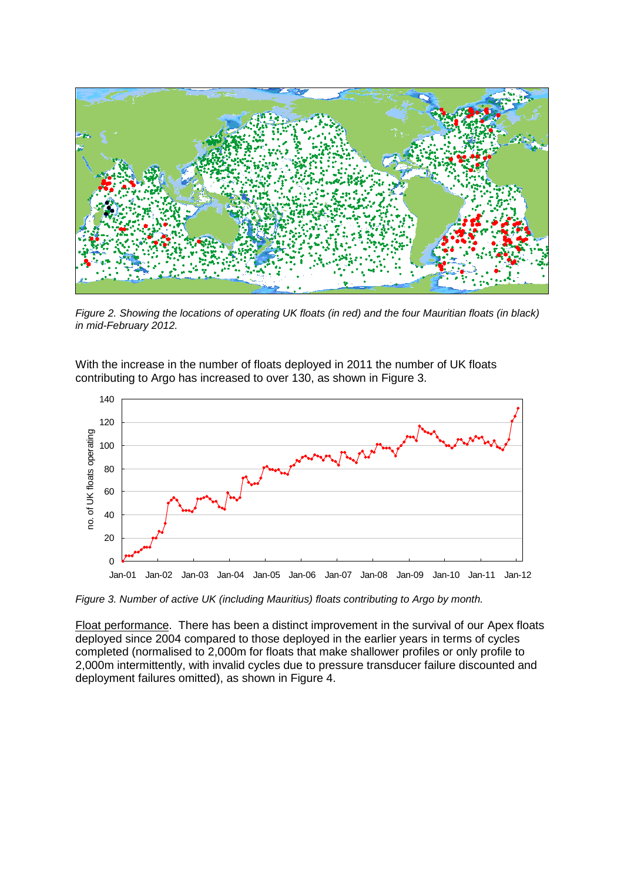*Figure 2. Showing the locations of operating UK floats (in red) and the four Mauritian floats (in black) in mid-February 2012.*

With the increase in the number of floats deployed in 2011 the number of UK floats contributing to Argo has increased to over 130, as shown in Figure 3.

*Figure 3. Number of active UK (including Mauritius) floats contributing to Argo by month.*

<u>Float performance</u>. There has been a distinct improvement in the survival of our Apex floats deployed since 2004 compared to those deployed in the earlier years in terms of cycles completed (normalised to 2,000m for floats that make shallower profiles or only profile to 2,000m intermittently, with invalid cycles due to pressure transducer failure discounted and deployment failures omitted), as shown in Figure 4.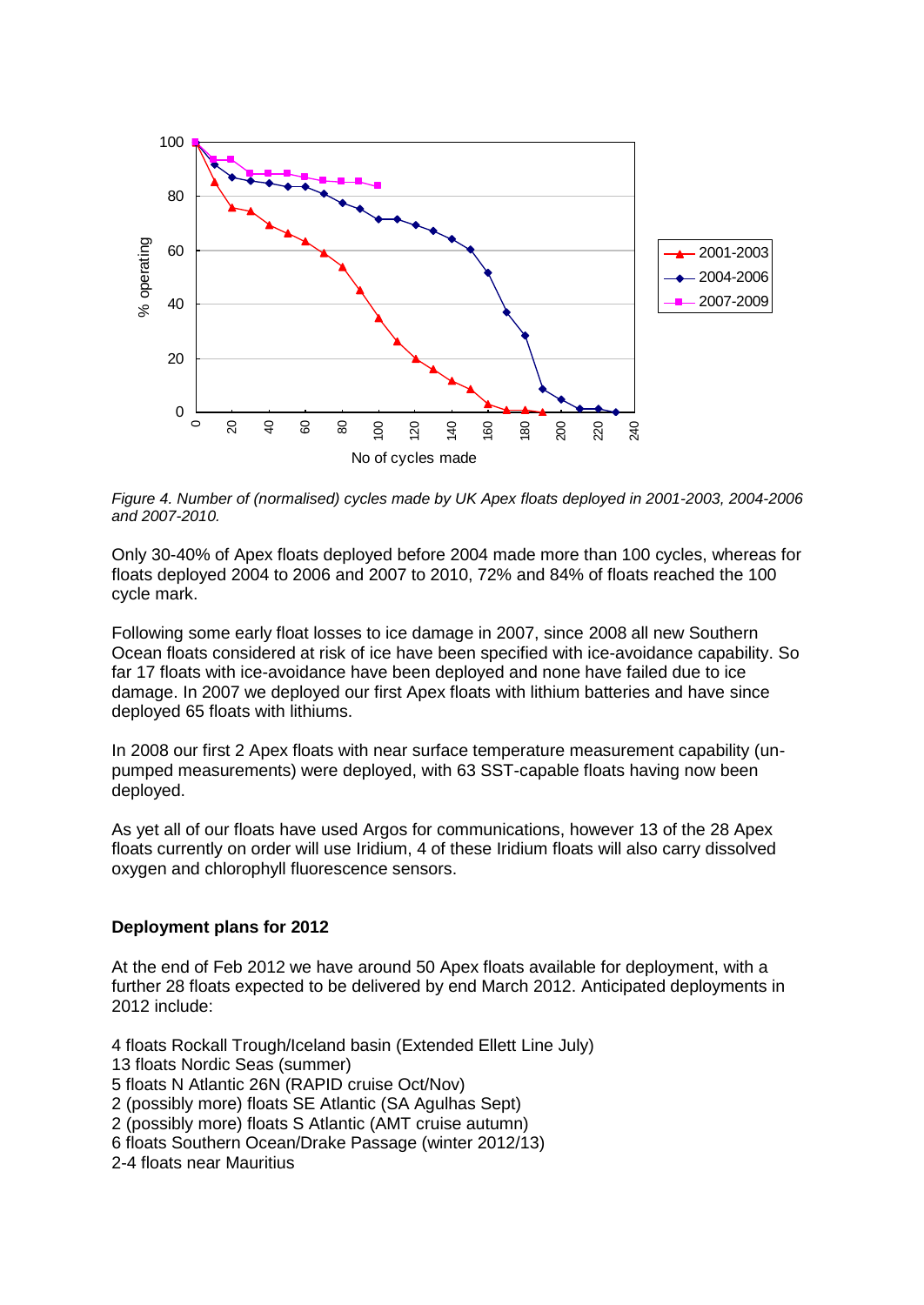*Figure 4. Number of (normalised) cycles made by UK Apex floats deployed in 2001-2003, 2004-2006 and 2007-2010.*

Only 30-40% of Apex floats deployed before 2004 made more than 100 cycles, whereas for floats deployed 2004 to 2006 and 2007 to 2010, 72% and 84% of floats reached the 100 cycle mark.

Following some early float losses to ice damage in 2007, since 2008 all new Southern Ocean floats considered at risk of ice have been specified with ice-avoidance capability. So far 17 floats with ice-avoidance have been deployed and none have failed due to ice damage. In 2007 we deployed our first Apex floats with lithium batteries and have since deployed 65 floats with lithiums.

In 2008 our first 2 Apex floats with near surface temperature measurement capability (un-pumped measurements) were deployed, with 63 SST-capable floats having now been deployed.

As yet all of our floats have used Argos for communications, however 13 of the 28 Apex floats currently on order will use Iridium, 4 of these Iridium floats will also carry dissolved oxygen and chlorophyll fluorescence sensors.

**Deployment plans for 2012**

At the end of Feb 2012 we have around 50 Apex floats available for deployment, with a further 28 floats expected to be delivered by end March 2012. Anticipated deployments in 2012 include:

4 floats Rockall Trough/Iceland basin (Extended Ellett Line July)
13 floats Nordic Seas (summer)
5 floats N Atlantic 26N (RAPID cruise Oct/Nov)
2 (possibly more) floats SE Atlantic (SA Agulhas Sept)
2 (possibly more) floats S Atlantic (AMT cruise autumn)
6 floats Southern Ocean/Drake Passage (winter 2012/13)
2-4 floats near Mauritius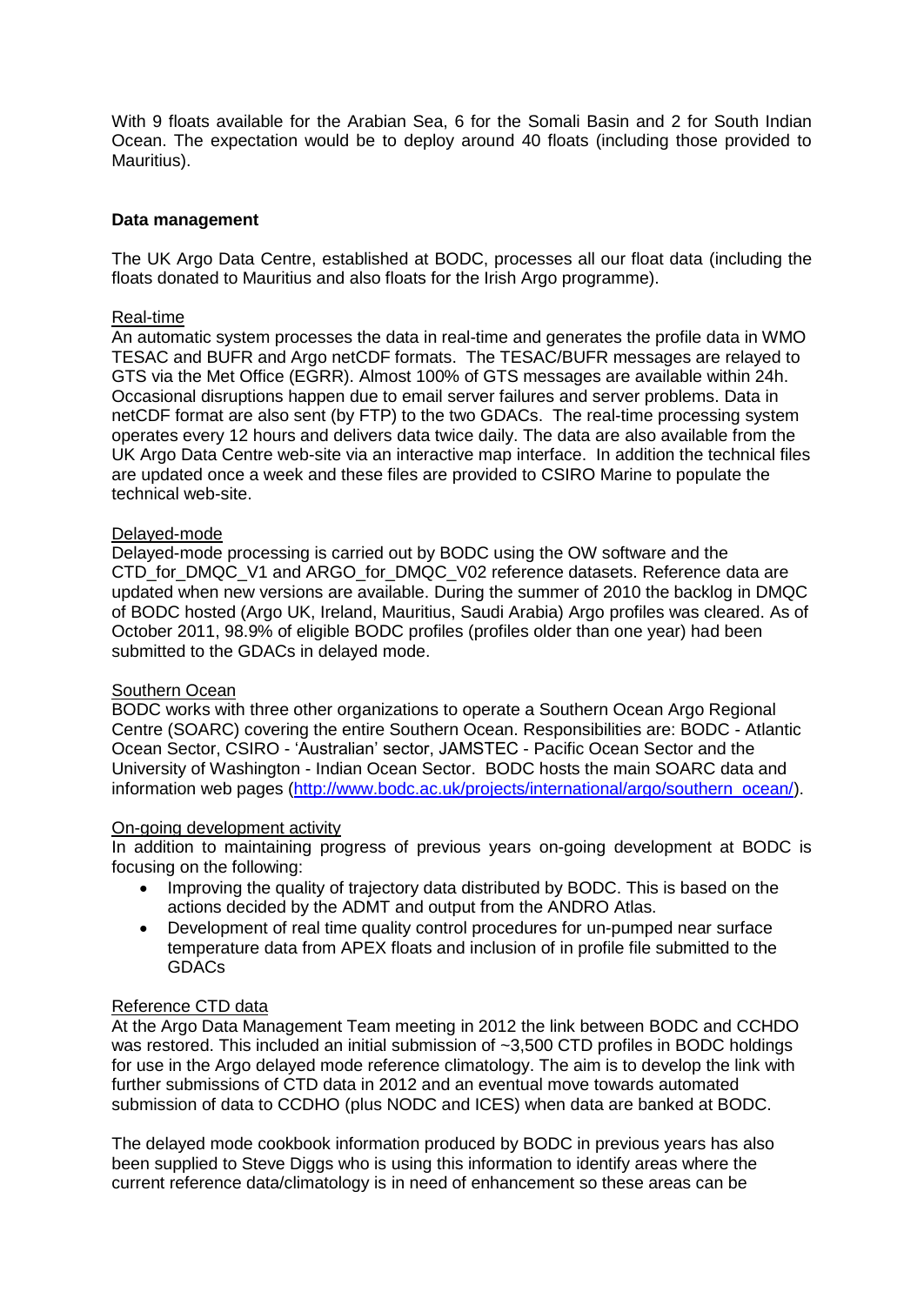With 9 floats available for the Arabian Sea, 6 for the Somali Basin and 2 for South Indian Ocean. The expectation would be to deploy around 40 floats (including those provided to Mauritius).

**Data management**

The UK Argo Data Centre, established at BODC, processes all our float data (including the floats donated to Mauritius and also floats for the Irish Argo programme).

Real-time

An automatic system processes the data in real-time and generates the profile data in WMO TESAC and BUFR and Argo netCDF formats. The TESAC/BUFR messages are relayed to GTS via the Met Office (EGRR). Almost 100% of GTS messages are available within 24h. Occasional disruptions happen due to email server failures and server problems. Data in netCDF format are also sent (by FTP) to the two GDACs. The real-time processing system operates every 12 hours and delivers data twice daily. The data are also available from the UK Argo Data Centre web-site via an interactive map interface. In addition the technical files are updated once a week and these files are provided to CSIRO Marine to populate the technical web-site.

Delayed-mode

Delayed-mode processing is carried out by BODC using the OW software and the CTD_for_DMQC_V1 and ARGO_for_DMQC_V02 reference datasets. Reference data are updated when new versions are available. During the summer of 2010 the backlog in DMQC of BODC hosted (Argo UK, Ireland, Mauritius, Saudi Arabia) Argo profiles was cleared. As of October 2011, 98.9% of eligible BODC profiles (profiles older than one year) had been submitted to the GDACs in delayed mode.

Southern Ocean

BODC works with three other organizations to operate a Southern Ocean Argo Regional Centre (SOARC) covering the entire Southern Ocean. Responsibilities are: BODC - Atlantic Ocean Sector, CSIRO - 'Australian' sector, JAMSTEC - Pacific Ocean Sector and the University of Washington - Indian Ocean Sector. BODC hosts the main SOARC data and information web pages (http://www.bodc.ac.uk/projects/international/argo/southern_ocean/).

On-going development activity

In addition to maintaining progress of previous years on-going development at BODC is focusing on the following:

- Improving the quality of trajectory data distributed by BODC. This is based on the actions decided by the ADMT and output from the ANDRO Atlas.
- Development of real time quality control procedures for un-pumped near surface temperature data from APEX floats and inclusion of in profile file submitted to the GDACs

Reference CTD data

At the Argo Data Management Team meeting in 2012 the link between BODC and CCHDO was restored. This included an initial submission of ~3,500 CTD profiles in BODC holdings for use in the Argo delayed mode reference climatology. The aim is to develop the link with further submissions of CTD data in 2012 and an eventual move towards automated submission of data to CCDHO (plus NODC and ICES) when data are banked at BODC.

The delayed mode cookbook information produced by BODC in previous years has also been supplied to Steve Diggs who is using this information to identify areas where the current reference data/climatology is in need of enhancement so these areas can be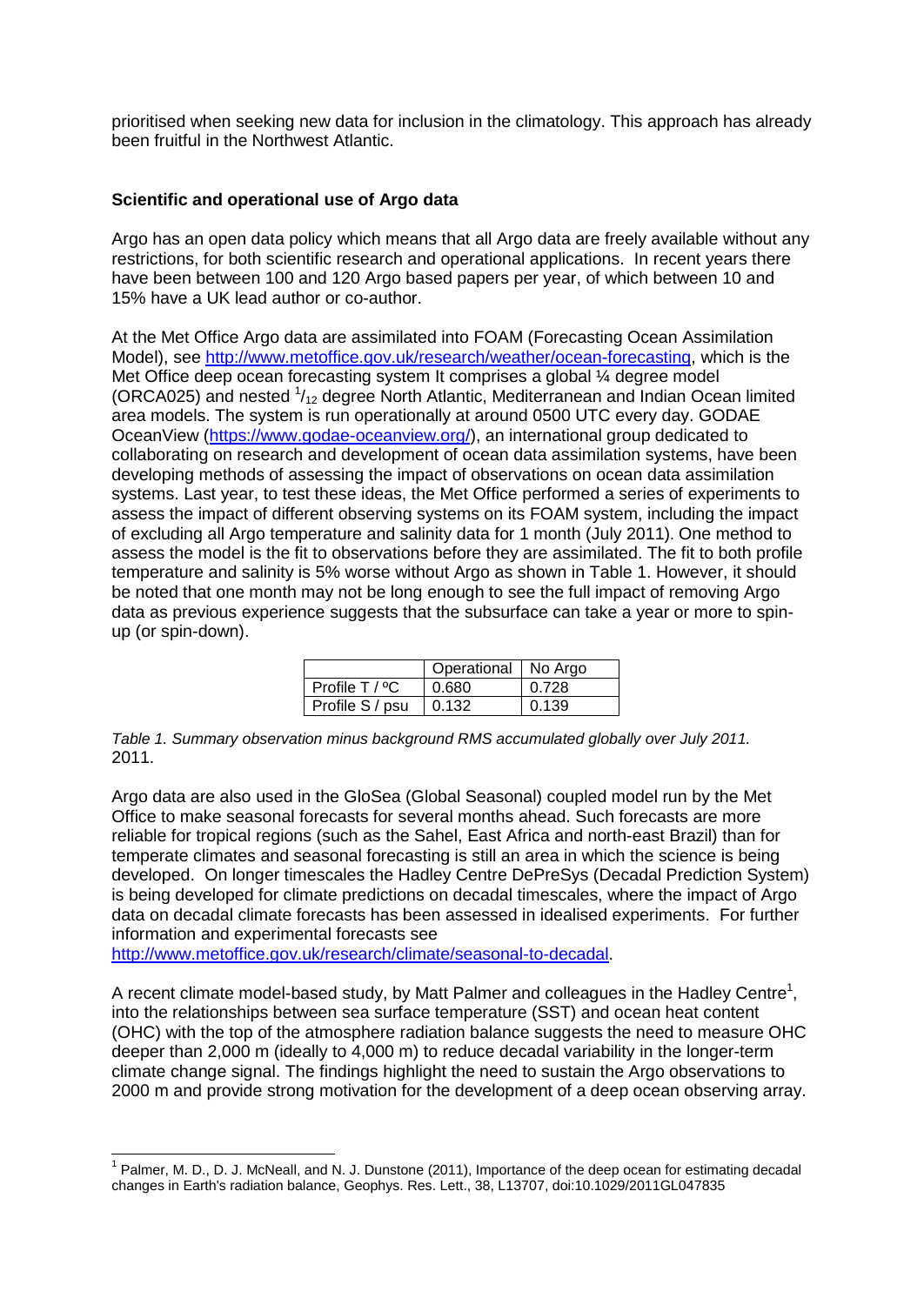prioritised when seeking new data for inclusion in the climatology. This approach has already been fruitful in the Northwest Atlantic.

**Scientific and operational use of Argo data**

Argo has an open data policy which means that all Argo data are freely available without any restrictions, for both scientific research and operational applications. In recent years there have been between 100 and 120 Argo based papers per year, of which between 10 and 15% have a UK lead author or co-author.

At the Met Office Argo data are assimilated into FOAM (Forecasting Ocean Assimilation Model), see http://www.metoffice.gov.uk/research/weather/ocean-forecasting, which is the Met Office deep ocean forecasting system It comprises a global ¼ degree model (ORCA025) and nested $^{1}/_{12}$ degree North Atlantic, Mediterranean and Indian Ocean limited area models. The system is run operationally at around 0500 UTC every day. GODAE OceanView (https://www.godae-oceanview.org/), an international group dedicated to collaborating on research and development of ocean data assimilation systems, have been developing methods of assessing the impact of observations on ocean data assimilation systems. Last year, to test these ideas, the Met Office performed a series of experiments to assess the impact of different observing systems on its FOAM system, including the impact of excluding all Argo temperature and salinity data for 1 month (July 2011). One method to assess the model is the fit to observations before they are assimilated. The fit to both profile temperature and salinity is 5% worse without Argo as shown in Table 1. However, it should be noted that one month may not be long enough to see the full impact of removing Argo data as previous experience suggests that the subsurface can take a year or more to spin-up (or spin-down).

| | Operational | No Argo |
|---|---|---|
| Profile T / ºC | 0.680 | 0.728 |
| Profile S / psu | 0.132 | 0.139 |

*Table 1. Summary observation minus background RMS accumulated globally over July 2011.* 2011.

Argo data are also used in the GloSea (Global Seasonal) coupled model run by the Met Office to make seasonal forecasts for several months ahead. Such forecasts are more reliable for tropical regions (such as the Sahel, East Africa and north-east Brazil) than for temperate climates and seasonal forecasting is still an area in which the science is being developed. On longer timescales the Hadley Centre DePreSys (Decadal Prediction System) is being developed for climate predictions on decadal timescales, where the impact of Argo data on decadal climate forecasts has been assessed in idealised experiments. For further information and experimental forecasts see http://www.metoffice.gov.uk/research/climate/seasonal-to-decadal.

A recent climate model-based study, by Matt Palmer and colleagues in the Hadley Centre[1], into the relationships between sea surface temperature (SST) and ocean heat content (OHC) with the top of the atmosphere radiation balance suggests the need to measure OHC deeper than 2,000 m (ideally to 4,000 m) to reduce decadal variability in the longer-term climate change signal. The findings highlight the need to sustain the Argo observations to 2000 m and provide strong motivation for the development of a deep ocean observing array.

---

[1] Palmer, M. D., D. J. McNeall, and N. J. Dunstone (2011), Importance of the deep ocean for estimating decadal changes in Earth's radiation balance, Geophys. Res. Lett., 38, L13707, doi:10.1029/2011GL047835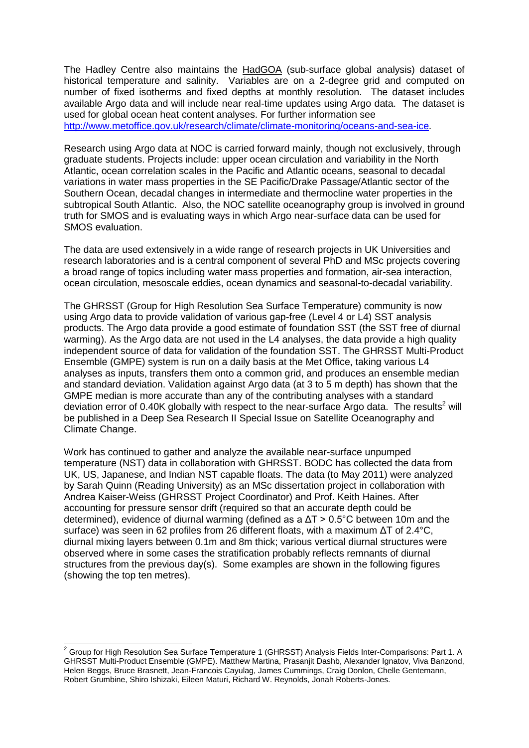The Hadley Centre also maintains the HadGOA (sub-surface global analysis) dataset of historical temperature and salinity. Variables are on a 2-degree grid and computed on number of fixed isotherms and fixed depths at monthly resolution. The dataset includes available Argo data and will include near real-time updates using Argo data. The dataset is used for global ocean heat content analyses. For further information see [http://www.metoffice.gov.uk/research/climate/climate-monitoring/oceans-and-sea-ice](http://www.metoffice.gov.uk/research/climate/climate-monitoring/oceans-and-sea-ice).

Research using Argo data at NOC is carried forward mainly, though not exclusively, through graduate students. Projects include: upper ocean circulation and variability in the North Atlantic, ocean correlation scales in the Pacific and Atlantic oceans, seasonal to decadal variations in water mass properties in the SE Pacific/Drake Passage/Atlantic sector of the Southern Ocean, decadal changes in intermediate and thermocline water properties in the subtropical South Atlantic. Also, the NOC satellite oceanography group is involved in ground truth for SMOS and is evaluating ways in which Argo near-surface data can be used for SMOS evaluation.

The data are used extensively in a wide range of research projects in UK Universities and research laboratories and is a central component of several PhD and MSc projects covering a broad range of topics including water mass properties and formation, air-sea interaction, ocean circulation, mesoscale eddies, ocean dynamics and seasonal-to-decadal variability.

The GHRSST (Group for High Resolution Sea Surface Temperature) community is now using Argo data to provide validation of various gap-free (Level 4 or L4) SST analysis products. The Argo data provide a good estimate of foundation SST (the SST free of diurnal warming). As the Argo data are not used in the L4 analyses, the data provide a high quality independent source of data for validation of the foundation SST. The GHRSST Multi-Product Ensemble (GMPE) system is run on a daily basis at the Met Office, taking various L4 analyses as inputs, transfers them onto a common grid, and produces an ensemble median and standard deviation. Validation against Argo data (at 3 to 5 m depth) has shown that the GMPE median is more accurate than any of the contributing analyses with a standard deviation error of 0.40K globally with respect to the near-surface Argo data. The results[2] will be published in a Deep Sea Research II Special Issue on Satellite Oceanography and Climate Change.

Work has continued to gather and analyze the available near-surface unpumped temperature (NST) data in collaboration with GHRSST. BODC has collected the data from UK, US, Japanese, and Indian NST capable floats. The data (to May 2011) were analyzed by Sarah Quinn (Reading University) as an MSc dissertation project in collaboration with Andrea Kaiser-Weiss (GHRSST Project Coordinator) and Prof. Keith Haines. After accounting for pressure sensor drift (required so that an accurate depth could be determined), evidence of diurnal warming (defined as a $\Delta T > 0.5°C$ between 10m and the surface) was seen in 62 profiles from 26 different floats, with a maximum $\Delta T$ of 2.4°C, diurnal mixing layers between 0.1m and 8m thick; various vertical diurnal structures were observed where in some cases the stratification probably reflects remnants of diurnal structures from the previous day(s). Some examples are shown in the following figures (showing the top ten metres).

---

[2] Group for High Resolution Sea Surface Temperature 1 (GHRSST) Analysis Fields Inter-Comparisons: Part 1. A GHRSST Multi-Product Ensemble (GMPE). Matthew Martina, Prasanjit Dashb, Alexander Ignatov, Viva Banzond, Helen Beggs, Bruce Brasnett, Jean-Francois Cayulag, James Cummings, Craig Donlon, Chelle Gentemann, Robert Grumbine, Shiro Ishizaki, Eileen Maturi, Richard W. Reynolds, Jonah Roberts-Jones.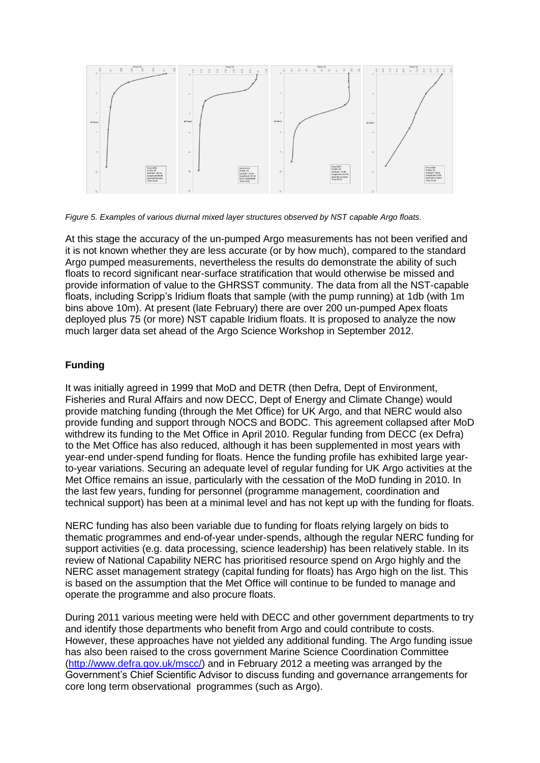*Figure 5. Examples of various diurnal mixed layer structures observed by NST capable Argo floats.*

At this stage the accuracy of the un-pumped Argo measurements has not been verified and it is not known whether they are less accurate (or by how much), compared to the standard Argo pumped measurements, nevertheless the results do demonstrate the ability of such floats to record significant near-surface stratification that would otherwise be missed and provide information of value to the GHRSST community. The data from all the NST-capable floats, including Scripp's Iridium floats that sample (with the pump running) at 1db (with 1m bins above 10m). At present (late February) there are over 200 un-pumped Apex floats deployed plus 75 (or more) NST capable Iridium floats. It is proposed to analyze the now much larger data set ahead of the Argo Science Workshop in September 2012.

## Funding

It was initially agreed in 1999 that MoD and DETR (then Defra, Dept of Environment, Fisheries and Rural Affairs and now DECC, Dept of Energy and Climate Change) would provide matching funding (through the Met Office) for UK Argo, and that NERC would also provide funding and support through NOCS and BODC. This agreement collapsed after MoD withdrew its funding to the Met Office in April 2010. Regular funding from DECC (ex Defra) to the Met Office has also reduced, although it has been supplemented in most years with year-end under-spend funding for floats. Hence the funding profile has exhibited large year-to-year variations. Securing an adequate level of regular funding for UK Argo activities at the Met Office remains an issue, particularly with the cessation of the MoD funding in 2010. In the last few years, funding for personnel (programme management, coordination and technical support) has been at a minimal level and has not kept up with the funding for floats.

NERC funding has also been variable due to funding for floats relying largely on bids to thematic programmes and end-of-year under-spends, although the regular NERC funding for support activities (e.g. data processing, science leadership) has been relatively stable. In its review of National Capability NERC has prioritised resource spend on Argo highly and the NERC asset management strategy (capital funding for floats) has Argo high on the list. This is based on the assumption that the Met Office will continue to be funded to manage and operate the programme and also procure floats.

During 2011 various meeting were held with DECC and other government departments to try and identify those departments who benefit from Argo and could contribute to costs. However, these approaches have not yielded any additional funding. The Argo funding issue has also been raised to the cross government Marine Science Coordination Committee (http://www.defra.gov.uk/mscc/) and in February 2012 a meeting was arranged by the Government's Chief Scientific Advisor to discuss funding and governance arrangements for core long term observational programmes (such as Argo).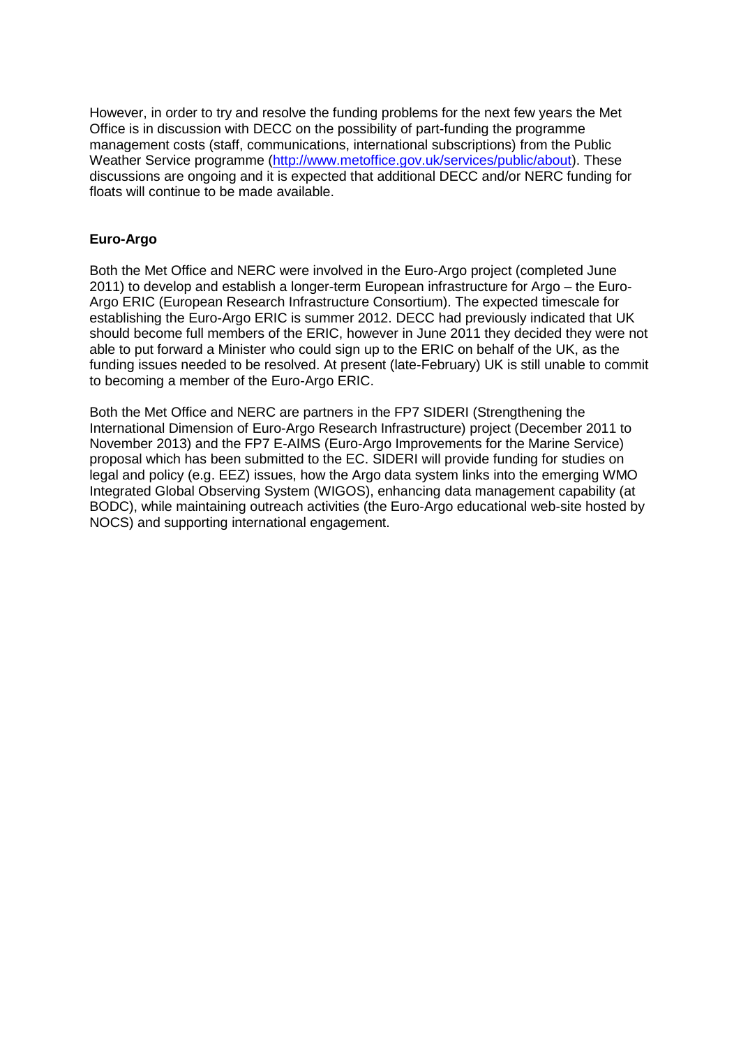However, in order to try and resolve the funding problems for the next few years the Met Office is in discussion with DECC on the possibility of part-funding the programme management costs (staff, communications, international subscriptions) from the Public Weather Service programme (http://www.metoffice.gov.uk/services/public/about). These discussions are ongoing and it is expected that additional DECC and/or NERC funding for floats will continue to be made available.

**Euro-Argo**

Both the Met Office and NERC were involved in the Euro-Argo project (completed June 2011) to develop and establish a longer-term European infrastructure for Argo – the Euro-Argo ERIC (European Research Infrastructure Consortium). The expected timescale for establishing the Euro-Argo ERIC is summer 2012. DECC had previously indicated that UK should become full members of the ERIC, however in June 2011 they decided they were not able to put forward a Minister who could sign up to the ERIC on behalf of the UK, as the funding issues needed to be resolved. At present (late-February) UK is still unable to commit to becoming a member of the Euro-Argo ERIC.

Both the Met Office and NERC are partners in the FP7 SIDERI (Strengthening the International Dimension of Euro-Argo Research Infrastructure) project (December 2011 to November 2013) and the FP7 E-AIMS (Euro-Argo Improvements for the Marine Service) proposal which has been submitted to the EC. SIDERI will provide funding for studies on legal and policy (e.g. EEZ) issues, how the Argo data system links into the emerging WMO Integrated Global Observing System (WIGOS), enhancing data management capability (at BODC), while maintaining outreach activities (the Euro-Argo educational web-site hosted by NOCS) and supporting international engagement.